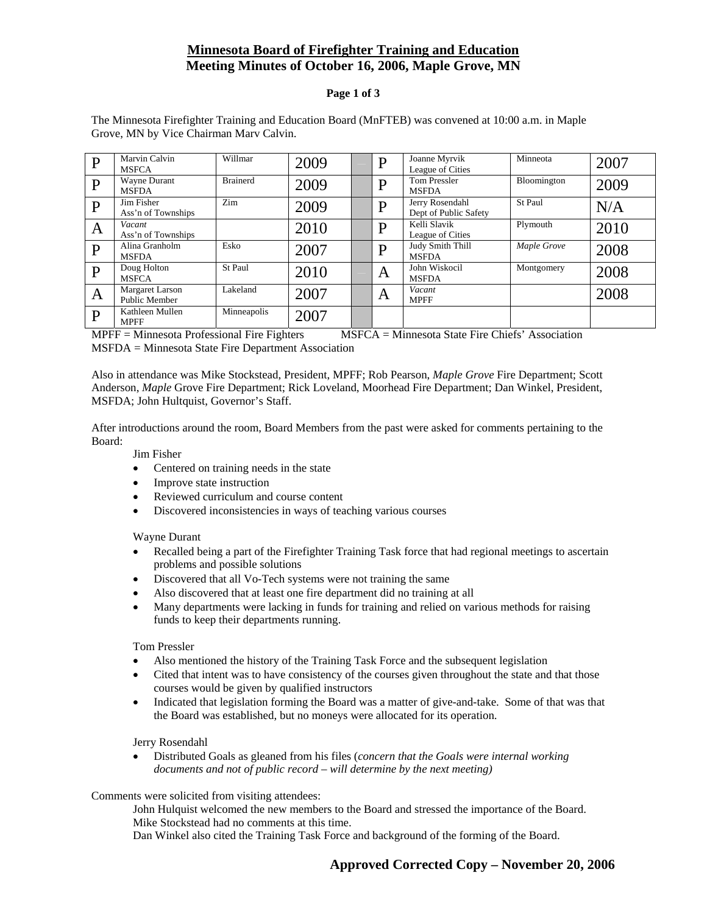# Minnesota Board of Firefighter Training and Education
## Meeting Minutes of October 16, 2006, Maple Grove, MN

The Minnesota Firefighter Training and Education Board (MnFTEB) was convened at 10:00 a.m. in Maple Grove, MN by Vice Chairman Marv Calvin.

| | | | | | | | | |
|---|---|---|---|---|---|---|---|---|
| P | Marvin Calvin<br>MSFCA | Willmar | 2009 | | P | Joanne Myrvik<br>League of Cities | Minneota | 2007 |
| P | Wayne Durant<br>MSFDA | Brainerd | 2009 | | P | Tom Pressler<br>MSFDA | Bloomington | 2009 |
| P | Jim Fisher<br>Ass'n of Townships | Zim | 2009 | | P | Jerry Rosendahl<br>Dept of Public Safety | St Paul | N/A |
| A | *Vacant*<br>Ass'n of Townships | | 2010 | | P | Kelli Slavik<br>League of Cities | Plymouth | 2010 |
| P | Alina Granholm<br>MSFDA | Esko | 2007 | | P | Judy Smith Thill<br>MSFDA | *Maple Grove* | 2008 |
| P | Doug Holton<br>MSFCA | St Paul | 2010 | | A | John Wiskocil<br>MSFDA | Montgomery | 2008 |
| A | Margaret Larson<br>Public Member | Lakeland | 2007 | | A | *Vacant*<br>MPFF | | 2008 |
| P | Kathleen Mullen<br>MPFF | Minneapolis | 2007 | | | | | |

MPFF = Minnesota Professional Fire Fighters MSFCA = Minnesota State Fire Chiefs' Association
MSFDA = Minnesota State Fire Department Association

Also in attendance was Mike Stockstead, President, MPFF; Rob Pearson, *Maple Grove* Fire Department; Scott Anderson, *Maple* Grove Fire Department; Rick Loveland, Moorhead Fire Department; Dan Winkel, President, MSFDA; John Hultquist, Governor's Staff.

After introductions around the room, Board Members from the past were asked for comments pertaining to the Board:

Jim Fisher

- Centered on training needs in the state
- Improve state instruction
- Reviewed curriculum and course content
- Discovered inconsistencies in ways of teaching various courses

Wayne Durant

- Recalled being a part of the Firefighter Training Task force that had regional meetings to ascertain problems and possible solutions
- Discovered that all Vo-Tech systems were not training the same
- Also discovered that at least one fire department did no training at all
- Many departments were lacking in funds for training and relied on various methods for raising funds to keep their departments running.

Tom Pressler

- Also mentioned the history of the Training Task Force and the subsequent legislation
- Cited that intent was to have consistency of the courses given throughout the state and that those courses would be given by qualified instructors
- Indicated that legislation forming the Board was a matter of give-and-take. Some of that was that the Board was established, but no moneys were allocated for its operation.

Jerry Rosendahl

- Distributed Goals as gleaned from his files (*concern that the Goals were internal working documents and not of public record – will determine by the next meeting)*

Comments were solicited from visiting attendees:

John Hulquist welcomed the new members to the Board and stressed the importance of the Board.
Mike Stockstead had no comments at this time.
Dan Winkel also cited the Training Task Force and background of the forming of the Board.

**Approved Corrected Copy – November 20, 2006**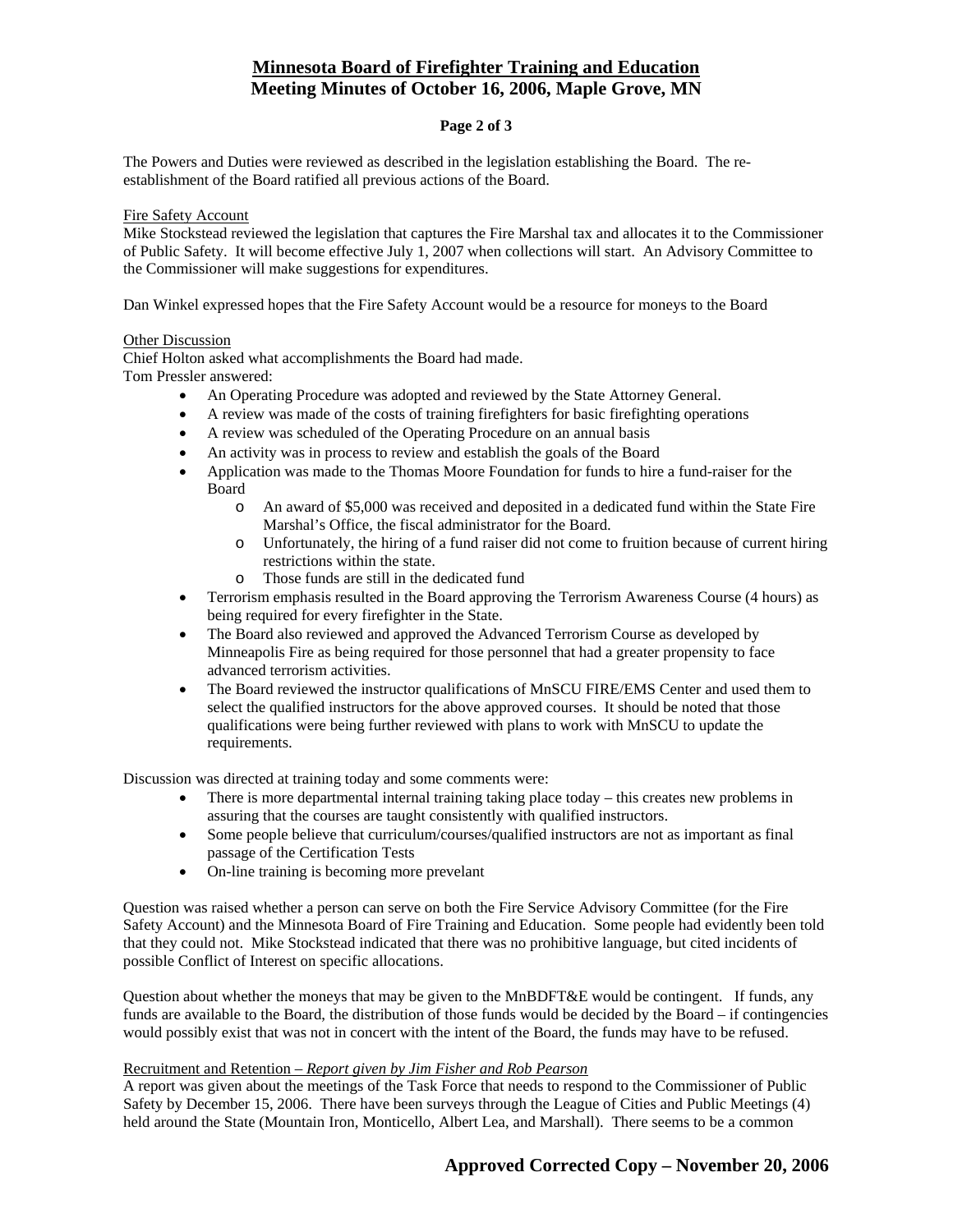The Powers and Duties were reviewed as described in the legislation establishing the Board. The re-establishment of the Board ratified all previous actions of the Board.

Fire Safety Account

Mike Stockstead reviewed the legislation that captures the Fire Marshal tax and allocates it to the Commissioner of Public Safety. It will become effective July 1, 2007 when collections will start. An Advisory Committee to the Commissioner will make suggestions for expenditures.

Dan Winkel expressed hopes that the Fire Safety Account would be a resource for moneys to the Board

Other Discussion

Chief Holton asked what accomplishments the Board had made.
Tom Pressler answered:

- An Operating Procedure was adopted and reviewed by the State Attorney General.
- A review was made of the costs of training firefighters for basic firefighting operations
- A review was scheduled of the Operating Procedure on an annual basis
- An activity was in process to review and establish the goals of the Board
- Application was made to the Thomas Moore Foundation for funds to hire a fund-raiser for the Board
    - An award of $5,000 was received and deposited in a dedicated fund within the State Fire Marshal's Office, the fiscal administrator for the Board.
    - Unfortunately, the hiring of a fund raiser did not come to fruition because of current hiring restrictions within the state.
    - Those funds are still in the dedicated fund
- Terrorism emphasis resulted in the Board approving the Terrorism Awareness Course (4 hours) as being required for every firefighter in the State.
- The Board also reviewed and approved the Advanced Terrorism Course as developed by Minneapolis Fire as being required for those personnel that had a greater propensity to face advanced terrorism activities.
- The Board reviewed the instructor qualifications of MnSCU FIRE/EMS Center and used them to select the qualified instructors for the above approved courses. It should be noted that those qualifications were being further reviewed with plans to work with MnSCU to update the requirements.

Discussion was directed at training today and some comments were:

- There is more departmental internal training taking place today – this creates new problems in assuring that the courses are taught consistently with qualified instructors.
- Some people believe that curriculum/courses/qualified instructors are not as important as final passage of the Certification Tests
- On-line training is becoming more prevelant

Question was raised whether a person can serve on both the Fire Service Advisory Committee (for the Fire Safety Account) and the Minnesota Board of Fire Training and Education. Some people had evidently been told that they could not. Mike Stockstead indicated that there was no prohibitive language, but cited incidents of possible Conflict of Interest on specific allocations.

Question about whether the moneys that may be given to the MnBDFT&E would be contingent. If funds, any funds are available to the Board, the distribution of those funds would be decided by the Board – if contingencies would possibly exist that was not in concert with the intent of the Board, the funds may have to be refused.

Recruitment and Retention – *Report given by Jim Fisher and Rob Pearson*

A report was given about the meetings of the Task Force that needs to respond to the Commissioner of Public Safety by December 15, 2006. There have been surveys through the League of Cities and Public Meetings (4) held around the State (Mountain Iron, Monticello, Albert Lea, and Marshall). There seems to be a common

**Approved Corrected Copy – November 20, 2006**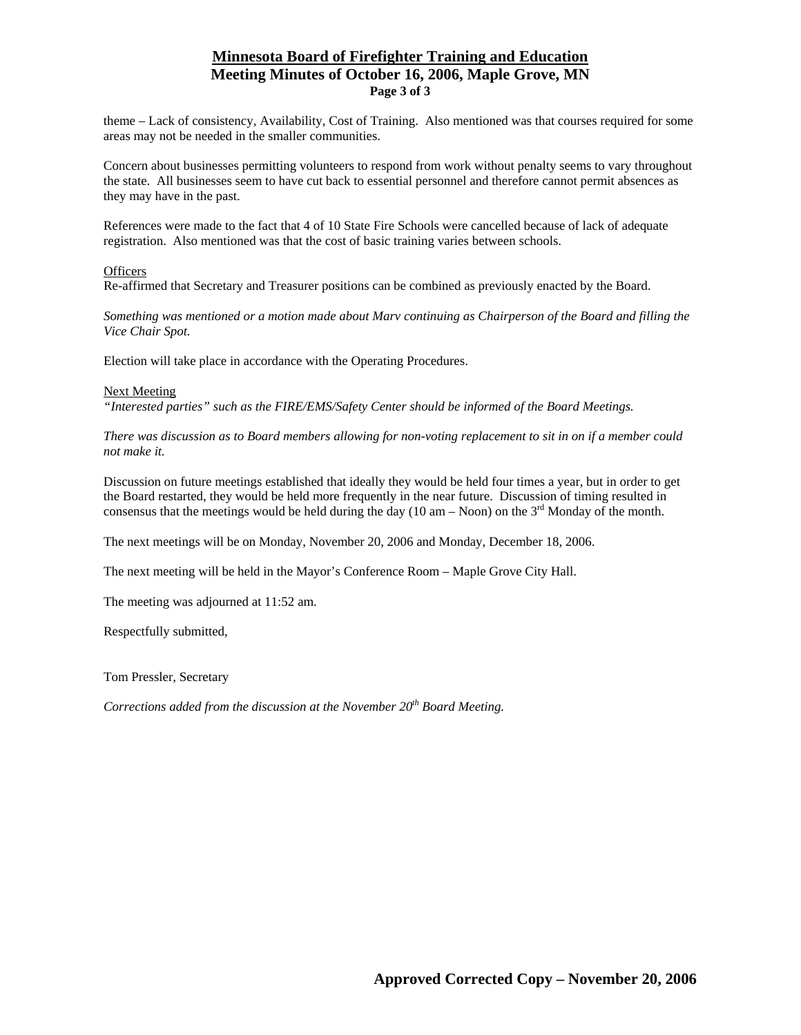theme – Lack of consistency, Availability, Cost of Training. Also mentioned was that courses required for some areas may not be needed in the smaller communities.

Concern about businesses permitting volunteers to respond from work without penalty seems to vary throughout the state. All businesses seem to have cut back to essential personnel and therefore cannot permit absences as they may have in the past.

References were made to the fact that 4 of 10 State Fire Schools were cancelled because of lack of adequate registration. Also mentioned was that the cost of basic training varies between schools.

<u>Officers</u>

Re-affirmed that Secretary and Treasurer positions can be combined as previously enacted by the Board.

*Something was mentioned or a motion made about Marv continuing as Chairperson of the Board and filling the Vice Chair Spot.*

Election will take place in accordance with the Operating Procedures.

<u>Next Meeting</u>

*"Interested parties" such as the FIRE/EMS/Safety Center should be informed of the Board Meetings.*

*There was discussion as to Board members allowing for non-voting replacement to sit in on if a member could not make it.*

Discussion on future meetings established that ideally they would be held four times a year, but in order to get the Board restarted, they would be held more frequently in the near future. Discussion of timing resulted in consensus that the meetings would be held during the day (10 am – Noon) on the 3rd Monday of the month.

The next meetings will be on Monday, November 20, 2006 and Monday, December 18, 2006.

The next meeting will be held in the Mayor's Conference Room – Maple Grove City Hall.

The meeting was adjourned at 11:52 am.

Respectfully submitted,

Tom Pressler, Secretary

*Corrections added from the discussion at the November 20th Board Meeting.*

**Approved Corrected Copy – November 20, 2006**